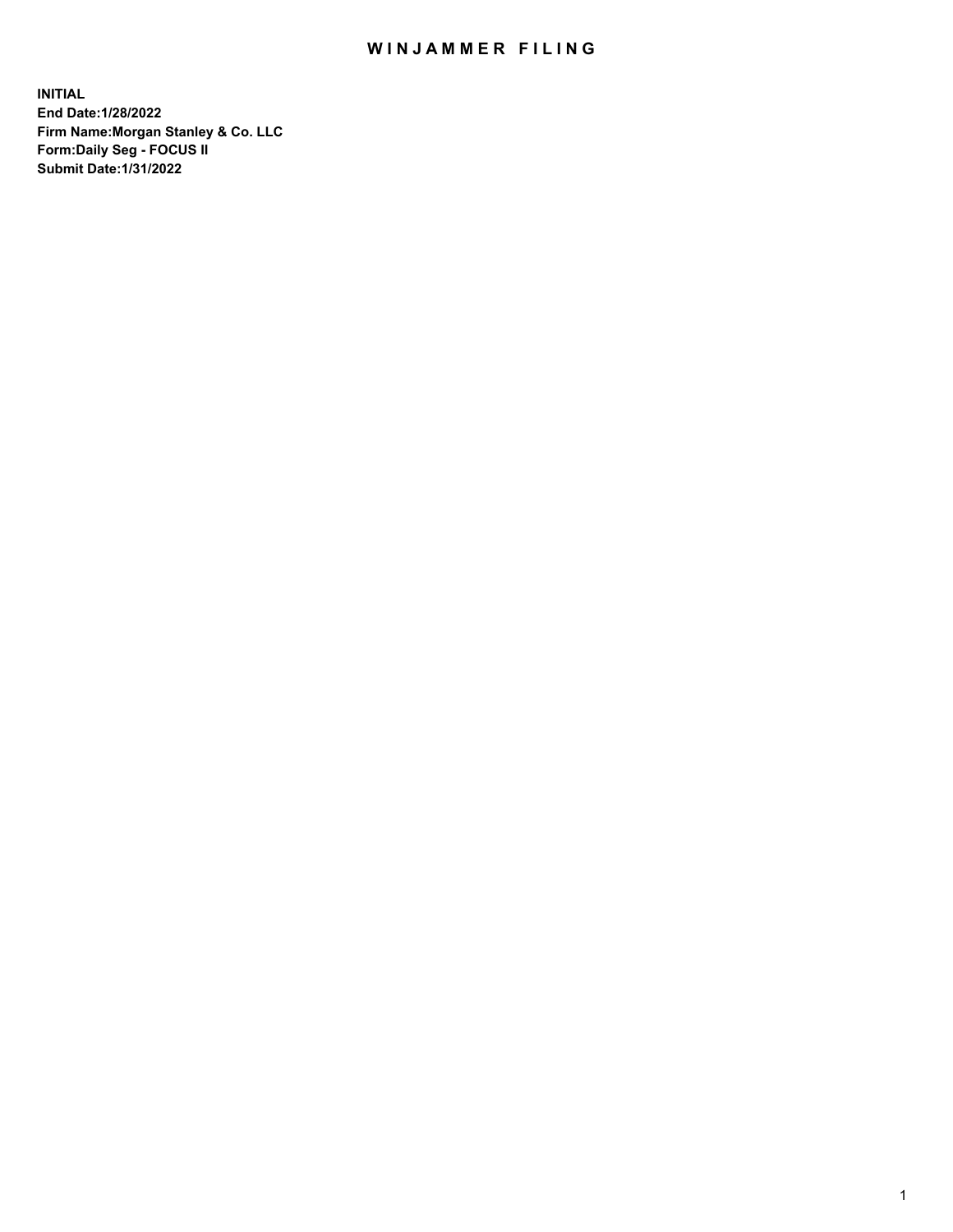# WINJAMMER FILING

**INITIAL**
**End Date:1/28/2022**
**Firm Name:Morgan Stanley & Co. LLC**
**Form:Daily Seg - FOCUS II**
**Submit Date:1/31/2022**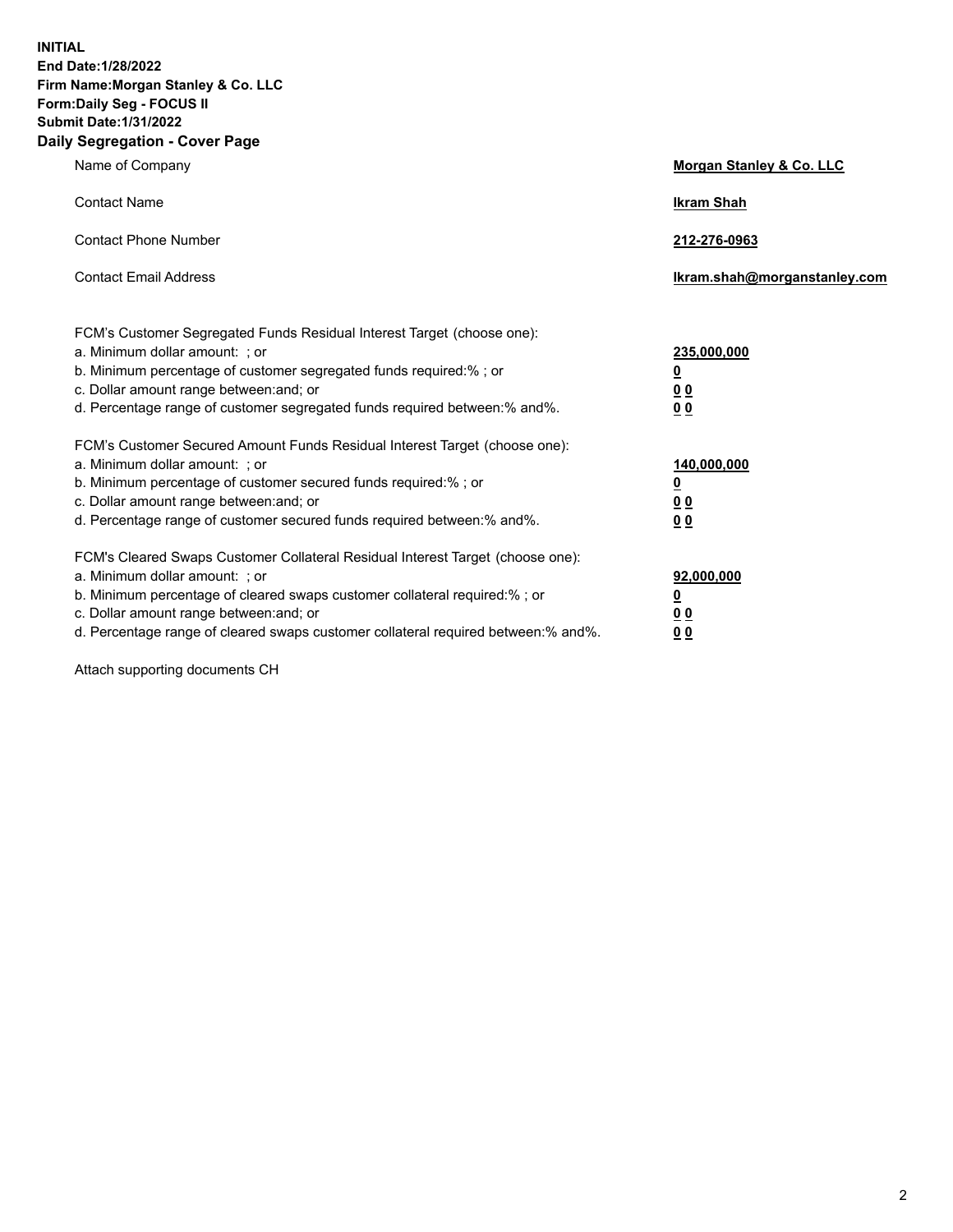**INITIAL**
**End Date:1/28/2022**
**Firm Name:Morgan Stanley & Co. LLC**
**Form:Daily Seg - FOCUS II**
**Submit Date:1/31/2022**

## Daily Segregation - Cover Page

| | |
|---|---|
| Name of Company | **Morgan Stanley & Co. LLC** |
| Contact Name | **Ikram Shah** |
| Contact Phone Number | **212-276-0963** |
| Contact Email Address | **Ikram.shah@morganstanley.com** |

| | |
|---|---|
| FCM's Customer Segregated Funds Residual Interest Target (choose one): | |
| a. Minimum dollar amount: ; or | **235,000,000** |
| b. Minimum percentage of customer segregated funds required:% ; or | **0** |
| c. Dollar amount range between:and; or | **0 0** |
| d. Percentage range of customer segregated funds required between:% and%. | **0 0** |

| | |
|---|---|
| FCM's Customer Secured Amount Funds Residual Interest Target (choose one): | |
| a. Minimum dollar amount: ; or | **140,000,000** |
| b. Minimum percentage of customer secured funds required:% ; or | **0** |
| c. Dollar amount range between:and; or | **0 0** |
| d. Percentage range of customer secured funds required between:% and%. | **0 0** |

| | |
|---|---|
| FCM's Cleared Swaps Customer Collateral Residual Interest Target (choose one): | |
| a. Minimum dollar amount: ; or | **92,000,000** |
| b. Minimum percentage of cleared swaps customer collateral required:% ; or | **0** |
| c. Dollar amount range between:and; or | **0 0** |
| d. Percentage range of cleared swaps customer collateral required between:% and%. | **0 0** |

Attach supporting documents CH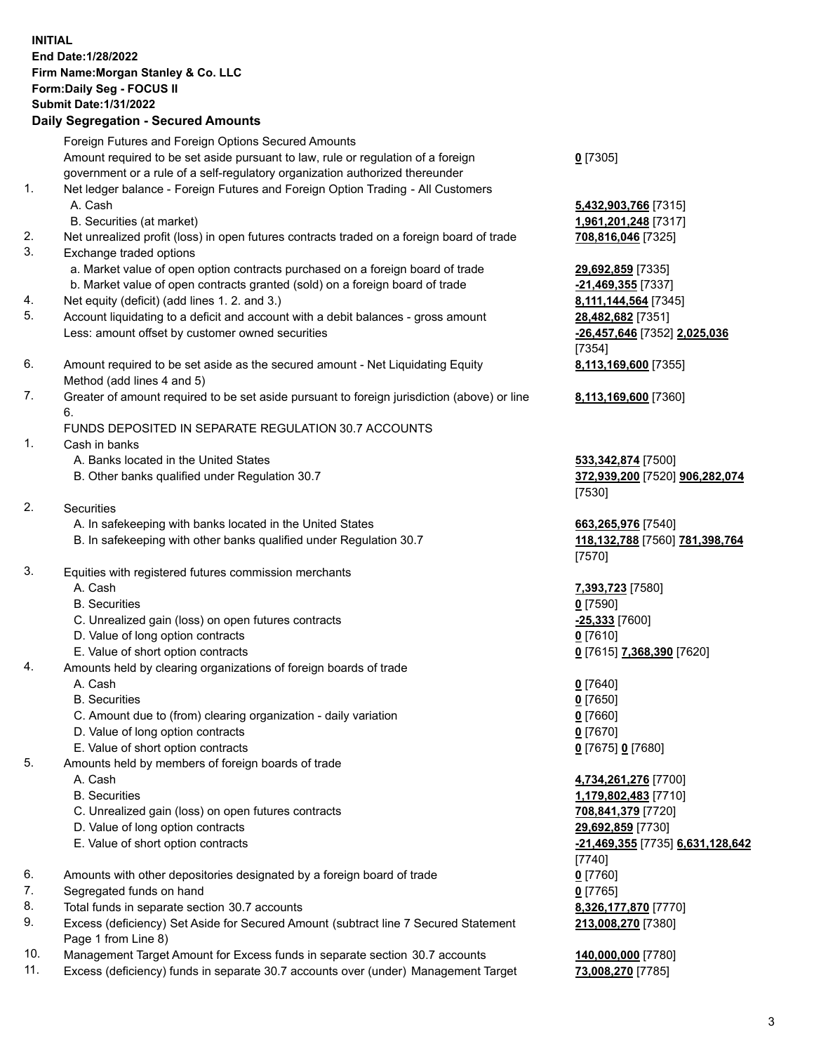**INITIAL**
**End Date:1/28/2022**
**Firm Name:Morgan Stanley & Co. LLC**
**Form:Daily Seg - FOCUS II**
**Submit Date:1/31/2022**

### Daily Segregation - Secured Amounts

| | | |
|---|---|---|
| | Foreign Futures and Foreign Options Secured Amounts | |
| | Amount required to be set aside pursuant to law, rule or regulation of a foreign government or a rule of a self-regulatory organization authorized thereunder | **0** [7305] |
| 1. | Net ledger balance - Foreign Futures and Foreign Option Trading - All Customers | |
| | A. Cash | **5,432,903,766** [7315] |
| | B. Securities (at market) | **1,961,201,248** [7317] |
| 2. | Net unrealized profit (loss) in open futures contracts traded on a foreign board of trade | **708,816,046** [7325] |
| 3. | Exchange traded options | |
| | a. Market value of open option contracts purchased on a foreign board of trade | **29,692,859** [7335] |
| | b. Market value of open contracts granted (sold) on a foreign board of trade | **-21,469,355** [7337] |
| 4. | Net equity (deficit) (add lines 1. 2. and 3.) | **8,111,144,564** [7345] |
| 5. | Account liquidating to a deficit and account with a debit balances - gross amount | **28,482,682** [7351] |
| | Less: amount offset by customer owned securities | **-26,457,646** [7352] **2,025,036** [7354] |
| 6. | Amount required to be set aside as the secured amount - Net Liquidating Equity Method (add lines 4 and 5) | **8,113,169,600** [7355] |
| 7. | Greater of amount required to be set aside pursuant to foreign jurisdiction (above) or line 6. | **8,113,169,600** [7360] |
| | FUNDS DEPOSITED IN SEPARATE REGULATION 30.7 ACCOUNTS | |
| 1. | Cash in banks | |
| | A. Banks located in the United States | **533,342,874** [7500] |
| | B. Other banks qualified under Regulation 30.7 | **372,939,200** [7520] **906,282,074** [7530] |
| 2. | Securities | |
| | A. In safekeeping with banks located in the United States | **663,265,976** [7540] |
| | B. In safekeeping with other banks qualified under Regulation 30.7 | **118,132,788** [7560] **781,398,764** [7570] |
| 3. | Equities with registered futures commission merchants | |
| | A. Cash | **7,393,723** [7580] |
| | B. Securities | **0** [7590] |
| | C. Unrealized gain (loss) on open futures contracts | **-25,333** [7600] |
| | D. Value of long option contracts | **0** [7610] |
| | E. Value of short option contracts | **0** [7615] **7,368,390** [7620] |
| 4. | Amounts held by clearing organizations of foreign boards of trade | |
| | A. Cash | **0** [7640] |
| | B. Securities | **0** [7650] |
| | C. Amount due to (from) clearing organization - daily variation | **0** [7660] |
| | D. Value of long option contracts | **0** [7670] |
| | E. Value of short option contracts | **0** [7675] **0** [7680] |
| 5. | Amounts held by members of foreign boards of trade | |
| | A. Cash | **4,734,261,276** [7700] |
| | B. Securities | **1,179,802,483** [7710] |
| | C. Unrealized gain (loss) on open futures contracts | **708,841,379** [7720] |
| | D. Value of long option contracts | **29,692,859** [7730] |
| | E. Value of short option contracts | **-21,469,355** [7735] **6,631,128,642** [7740] |
| 6. | Amounts with other depositories designated by a foreign board of trade | **0** [7760] |
| 7. | Segregated funds on hand | **0** [7765] |
| 8. | Total funds in separate section 30.7 accounts | **8,326,177,870** [7770] |
| 9. | Excess (deficiency) Set Aside for Secured Amount (subtract line 7 Secured Statement Page 1 from Line 8) | **213,008,270** [7380] |
| 10. | Management Target Amount for Excess funds in separate section 30.7 accounts | **140,000,000** [7780] |
| 11. | Excess (deficiency) funds in separate 30.7 accounts over (under) Management Target | **73,008,270** [7785] |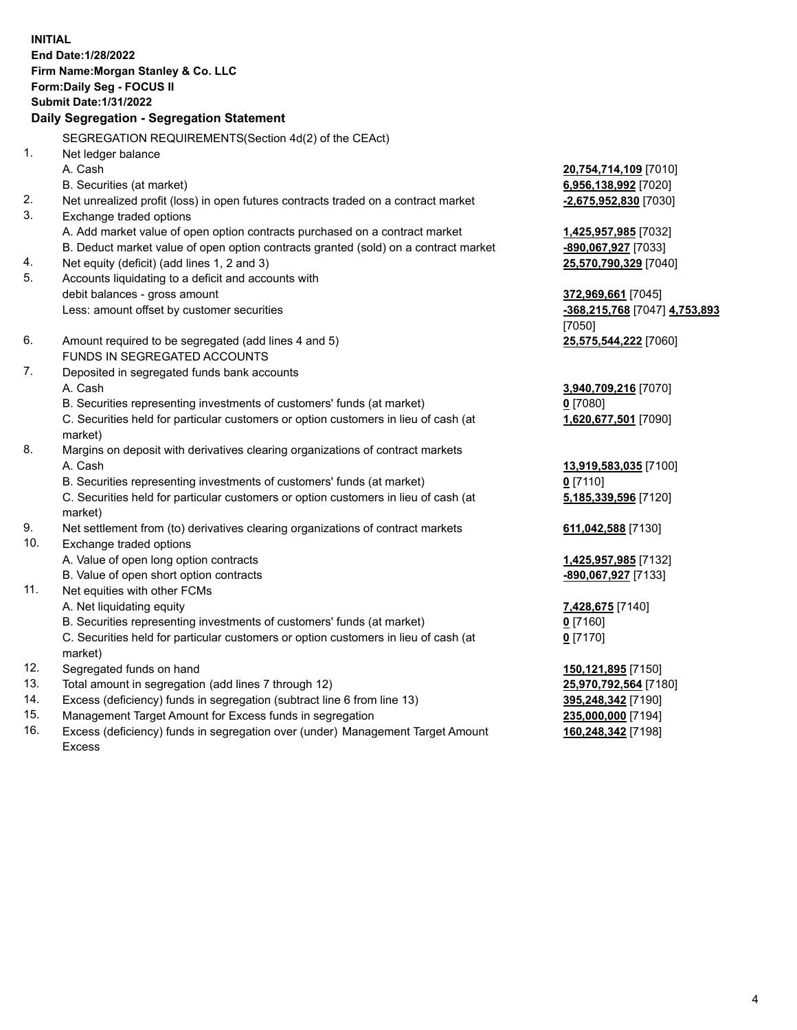**INITIAL**
**End Date:1/28/2022**
**Firm Name:Morgan Stanley & Co. LLC**
**Form:Daily Seg - FOCUS II**
**Submit Date:1/31/2022**

**Daily Segregation - Segregation Statement**

| | SEGREGATION REQUIREMENTS(Section 4d(2) of the CEAct) | |
|---|---|---|
| 1. | Net ledger balance | |
| | A. Cash | **20,754,714,109** [7010] |
| | B. Securities (at market) | **6,956,138,992** [7020] |
| 2. | Net unrealized profit (loss) in open futures contracts traded on a contract market | **-2,675,952,830** [7030] |
| 3. | Exchange traded options | |
| | A. Add market value of open option contracts purchased on a contract market | **1,425,957,985** [7032] |
| | B. Deduct market value of open option contracts granted (sold) on a contract market | **-890,067,927** [7033] |
| 4. | Net equity (deficit) (add lines 1, 2 and 3) | **25,570,790,329** [7040] |
| 5. | Accounts liquidating to a deficit and accounts with debit balances - gross amount | **372,969,661** [7045] |
| | Less: amount offset by customer securities | **-368,215,768** [7047] **4,753,893** [7050] |
| 6. | Amount required to be segregated (add lines 4 and 5) | **25,575,544,222** [7060] |
| | FUNDS IN SEGREGATED ACCOUNTS | |
| 7. | Deposited in segregated funds bank accounts | |
| | A. Cash | **3,940,709,216** [7070] |
| | B. Securities representing investments of customers' funds (at market) | **0** [7080] |
| | C. Securities held for particular customers or option customers in lieu of cash (at market) | **1,620,677,501** [7090] |
| 8. | Margins on deposit with derivatives clearing organizations of contract markets | |
| | A. Cash | **13,919,583,035** [7100] |
| | B. Securities representing investments of customers' funds (at market) | **0** [7110] |
| | C. Securities held for particular customers or option customers in lieu of cash (at market) | **5,185,339,596** [7120] |
| 9. | Net settlement from (to) derivatives clearing organizations of contract markets | **611,042,588** [7130] |
| 10. | Exchange traded options | |
| | A. Value of open long option contracts | **1,425,957,985** [7132] |
| | B. Value of open short option contracts | **-890,067,927** [7133] |
| 11. | Net equities with other FCMs | |
| | A. Net liquidating equity | **7,428,675** [7140] |
| | B. Securities representing investments of customers' funds (at market) | **0** [7160] |
| | C. Securities held for particular customers or option customers in lieu of cash (at market) | **0** [7170] |
| 12. | Segregated funds on hand | **150,121,895** [7150] |
| 13. | Total amount in segregation (add lines 7 through 12) | **25,970,792,564** [7180] |
| 14. | Excess (deficiency) funds in segregation (subtract line 6 from line 13) | **395,248,342** [7190] |
| 15. | Management Target Amount for Excess funds in segregation | **235,000,000** [7194] |
| 16. | Excess (deficiency) funds in segregation over (under) Management Target Amount Excess | **160,248,342** [7198] |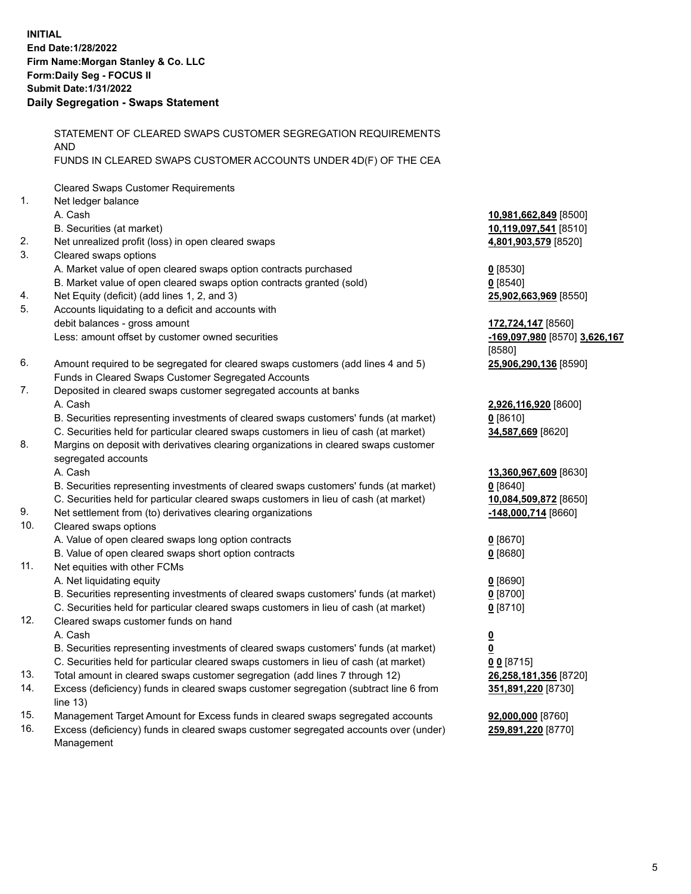**INITIAL**
**End Date:1/28/2022**
**Firm Name:Morgan Stanley & Co. LLC**
**Form:Daily Seg - FOCUS II**
**Submit Date:1/31/2022**
**Daily Segregation - Swaps Statement**

STATEMENT OF CLEARED SWAPS CUSTOMER SEGREGATION REQUIREMENTS AND FUNDS IN CLEARED SWAPS CUSTOMER ACCOUNTS UNDER 4D(F) OF THE CEA

| | | |
|---|---|---|
| | Cleared Swaps Customer Requirements | |
| 1. | Net ledger balance | |
| | A. Cash | **10,981,662,849** [8500] |
| | B. Securities (at market) | **10,119,097,541** [8510] |
| 2. | Net unrealized profit (loss) in open cleared swaps | **4,801,903,579** [8520] |
| 3. | Cleared swaps options | |
| | A. Market value of open cleared swaps option contracts purchased | **0** [8530] |
| | B. Market value of open cleared swaps option contracts granted (sold) | **0** [8540] |
| 4. | Net Equity (deficit) (add lines 1, 2, and 3) | **25,902,663,969** [8550] |
| 5. | Accounts liquidating to a deficit and accounts with debit balances - gross amount | **172,724,147** [8560] |
| | Less: amount offset by customer owned securities | **-169,097,980** [8570] **3,626,167** [8580] |
| 6. | Amount required to be segregated for cleared swaps customers (add lines 4 and 5) | **25,906,290,136** [8590] |
| | Funds in Cleared Swaps Customer Segregated Accounts | |
| 7. | Deposited in cleared swaps customer segregated accounts at banks | |
| | A. Cash | **2,926,116,920** [8600] |
| | B. Securities representing investments of cleared swaps customers' funds (at market) | **0** [8610] |
| | C. Securities held for particular cleared swaps customers in lieu of cash (at market) | **34,587,669** [8620] |
| 8. | Margins on deposit with derivatives clearing organizations in cleared swaps customer segregated accounts | |
| | A. Cash | **13,360,967,609** [8630] |
| | B. Securities representing investments of cleared swaps customers' funds (at market) | **0** [8640] |
| | C. Securities held for particular cleared swaps customers in lieu of cash (at market) | **10,084,509,872** [8650] |
| 9. | Net settlement from (to) derivatives clearing organizations | **-148,000,714** [8660] |
| 10. | Cleared swaps options | |
| | A. Value of open cleared swaps long option contracts | **0** [8670] |
| | B. Value of open cleared swaps short option contracts | **0** [8680] |
| 11. | Net equities with other FCMs | |
| | A. Net liquidating equity | **0** [8690] |
| | B. Securities representing investments of cleared swaps customers' funds (at market) | **0** [8700] |
| | C. Securities held for particular cleared swaps customers in lieu of cash (at market) | **0** [8710] |
| 12. | Cleared swaps customer funds on hand | |
| | A. Cash | **0** |
| | B. Securities representing investments of cleared swaps customers' funds (at market) | **0** |
| | C. Securities held for particular cleared swaps customers in lieu of cash (at market) | **0** **0** [8715] |
| 13. | Total amount in cleared swaps customer segregation (add lines 7 through 12) | **26,258,181,356** [8720] |
| 14. | Excess (deficiency) funds in cleared swaps customer segregation (subtract line 6 from line 13) | **351,891,220** [8730] |
| 15. | Management Target Amount for Excess funds in cleared swaps segregated accounts | **92,000,000** [8760] |
| 16. | Excess (deficiency) funds in cleared swaps customer segregated accounts over (under) Management | **259,891,220** [8770] |